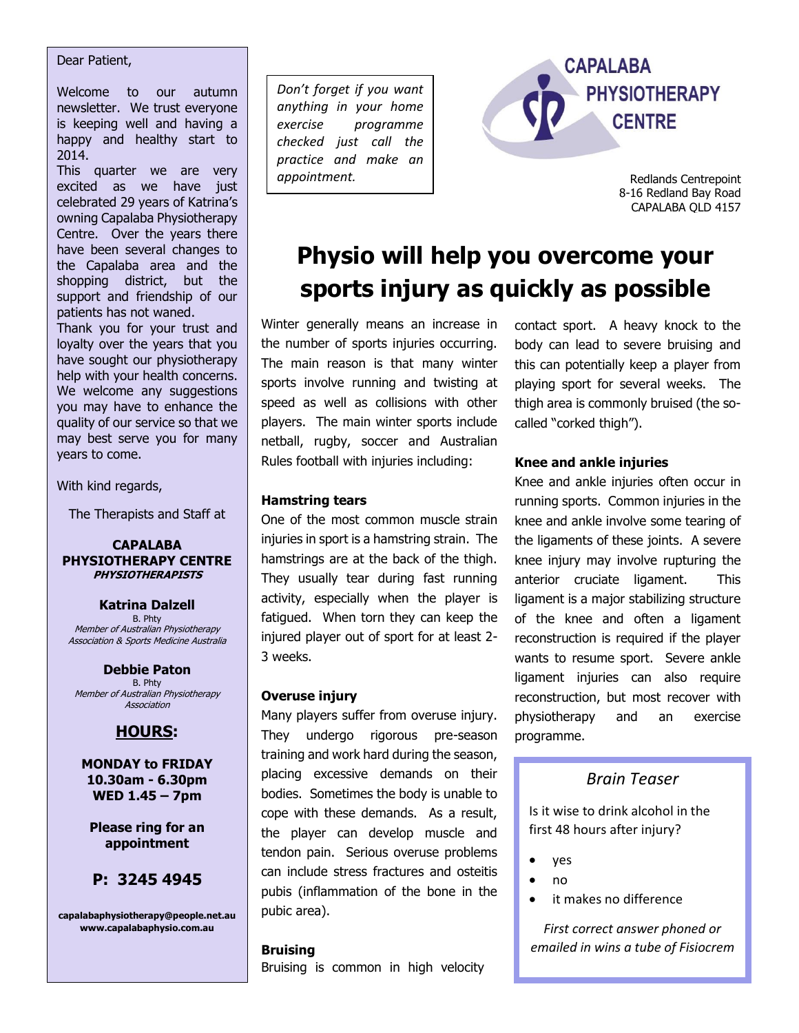Dear Patient,

Welcome to our autumn newsletter. We trust everyone is keeping well and having a happy and healthy start to 2014.

This quarter we are very excited as we have just celebrated 29 years of Katrina's owning Capalaba Physiotherapy Centre. Over the years there have been several changes to the Capalaba area and the shopping district, but the support and friendship of our patients has not waned.

Thank you for your trust and loyalty over the years that you have sought our physiotherapy help with your health concerns. We welcome any suggestions you may have to enhance the quality of our service so that we may best serve you for many years to come.

With kind regards,

The Therapists and Staff at

**CAPALABA PHYSIOTHERAPY CENTRE**
***PHYSIOTHERAPISTS***

**Katrina Dalzell**
B. Phty
*Member of Australian Physiotherapy Association & Sports Medicine Australia*

**Debbie Paton**
B. Phty
*Member of Australian Physiotherapy Association*

**<u>HOURS</u>:**

**MONDAY to FRIDAY**
**10.30am - 6.30pm**
**WED 1.45 – 7pm**

**Please ring for an appointment**

**P: 3245 4945**

**capalabaphysiotherapy@people.net.au**
**www.capalabaphysio.com.au**

*Don't forget if you want anything in your home exercise programme checked just call the practice and make an appointment.*

CAPALABA PHYSIOTHERAPY CENTRE

Redlands Centrepoint
8-16 Redland Bay Road
CAPALABA QLD 4157

# Physio will help you overcome your sports injury as quickly as possible

Winter generally means an increase in the number of sports injuries occurring. The main reason is that many winter sports involve running and twisting at speed as well as collisions with other players. The main winter sports include netball, rugby, soccer and Australian Rules football with injuries including:

### Hamstring tears

One of the most common muscle strain injuries in sport is a hamstring strain. The hamstrings are at the back of the thigh. They usually tear during fast running activity, especially when the player is fatigued. When torn they can keep the injured player out of sport for at least 2-3 weeks.

### Overuse injury

Many players suffer from overuse injury. They undergo rigorous pre-season training and work hard during the season, placing excessive demands on their bodies. Sometimes the body is unable to cope with these demands. As a result, the player can develop muscle and tendon pain. Serious overuse problems can include stress fractures and osteitis pubis (inflammation of the bone in the pubic area).

### Bruising

Bruising is common in high velocity contact sport. A heavy knock to the body can lead to severe bruising and this can potentially keep a player from playing sport for several weeks. The thigh area is commonly bruised (the so-called "corked thigh").

### Knee and ankle injuries

Knee and ankle injuries often occur in running sports. Common injuries in the knee and ankle involve some tearing of the ligaments of these joints. A severe knee injury may involve rupturing the anterior cruciate ligament. This ligament is a major stabilizing structure of the knee and often a ligament reconstruction is required if the player wants to resume sport. Severe ankle ligament injuries can also require reconstruction, but most recover with physiotherapy and an exercise programme.

*Brain Teaser*

Is it wise to drink alcohol in the first 48 hours after injury?

- yes
- no
- it makes no difference

*First correct answer phoned or emailed in wins a tube of Fisiocrem*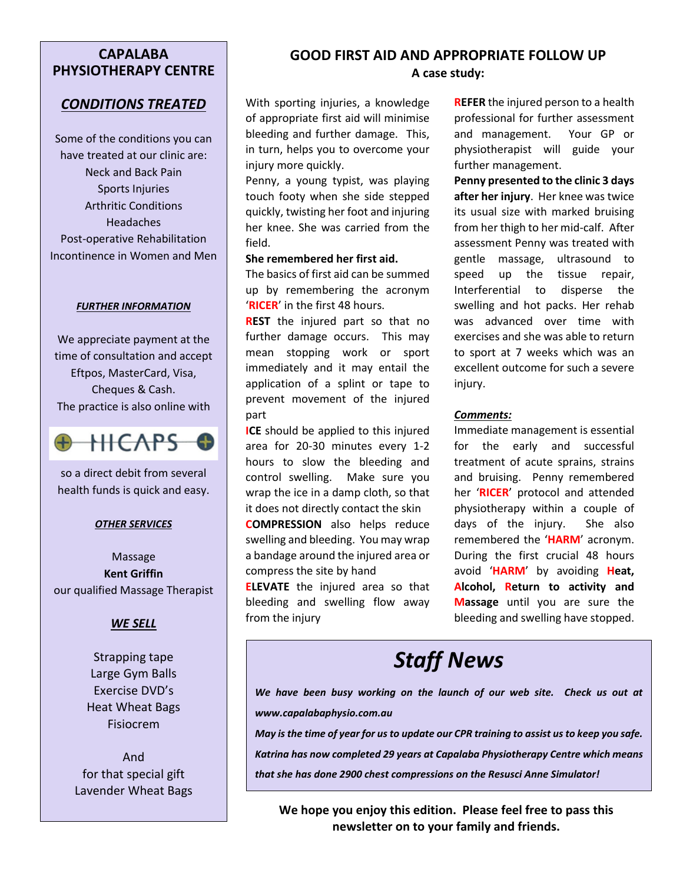## CAPALABA PHYSIOTHERAPY CENTRE

### *CONDITIONS TREATED*

Some of the conditions you can have treated at our clinic are:

Neck and Back Pain
Sports Injuries
Arthritic Conditions
Headaches
Post-operative Rehabilitation
Incontinence in Women and Men

#### *FURTHER INFORMATION*

We appreciate payment at the time of consultation and accept Eftpos, MasterCard, Visa, Cheques & Cash.

The practice is also online with HICAPS so a direct debit from several health funds is quick and easy.

#### *OTHER SERVICES*

Massage
**Kent Griffin**
our qualified Massage Therapist

#### *WE SELL*

Strapping tape
Large Gym Balls
Exercise DVD's
Heat Wheat Bags
Fisiocrem

And
for that special gift
Lavender Wheat Bags

## GOOD FIRST AID AND APPROPRIATE FOLLOW UP

**A case study:**

With sporting injuries, a knowledge of appropriate first aid will minimise bleeding and further damage. This, in turn, helps you to overcome your injury more quickly.

Penny, a young typist, was playing touch footy when she side stepped quickly, twisting her foot and injuring her knee. She was carried from the field.

**She remembered her first aid.**

The basics of first aid can be summed up by remembering the acronym '**RICER**' in the first 48 hours.

**REST** the injured part so that no further damage occurs. This may mean stopping work or sport immediately and it may entail the application of a splint or tape to prevent movement of the injured part

**ICE** should be applied to this injured area for 20-30 minutes every 1-2 hours to slow the bleeding and control swelling. Make sure you wrap the ice in a damp cloth, so that it does not directly contact the skin

**COMPRESSION** also helps reduce swelling and bleeding. You may wrap a bandage around the injured area or compress the site by hand

**ELEVATE** the injured area so that bleeding and swelling flow away from the injury

**REFER** the injured person to a health professional for further assessment and management. Your GP or physiotherapist will guide your further management.

**Penny presented to the clinic 3 days after her injury**. Her knee was twice its usual size with marked bruising from her thigh to her mid-calf. After assessment Penny was treated with gentle massage, ultrasound to speed up the tissue repair, Interferential to disperse the swelling and hot packs. Her rehab was advanced over time with exercises and she was able to return to sport at 7 weeks which was an excellent outcome for such a severe injury.

***Comments:***

Immediate management is essential for the early and successful treatment of acute sprains, strains and bruising. Penny remembered her '**RICER**' protocol and attended physiotherapy within a couple of days of the injury. She also remembered the '**HARM**' acronym. During the first crucial 48 hours avoid '**HARM**' by avoiding **Heat, Alcohol, Return to activity and Massage** until you are sure the bleeding and swelling have stopped.

## *Staff News*

***We have been busy working on the launch of our web site. Check us out at www.capalabaphysio.com.au***

***May is the time of year for us to update our CPR training to assist us to keep you safe.***

***Katrina has now completed 29 years at Capalaba Physiotherapy Centre which means that she has done 2900 chest compressions on the Resusci Anne Simulator!***

**We hope you enjoy this edition. Please feel free to pass this newsletter on to your family and friends.**